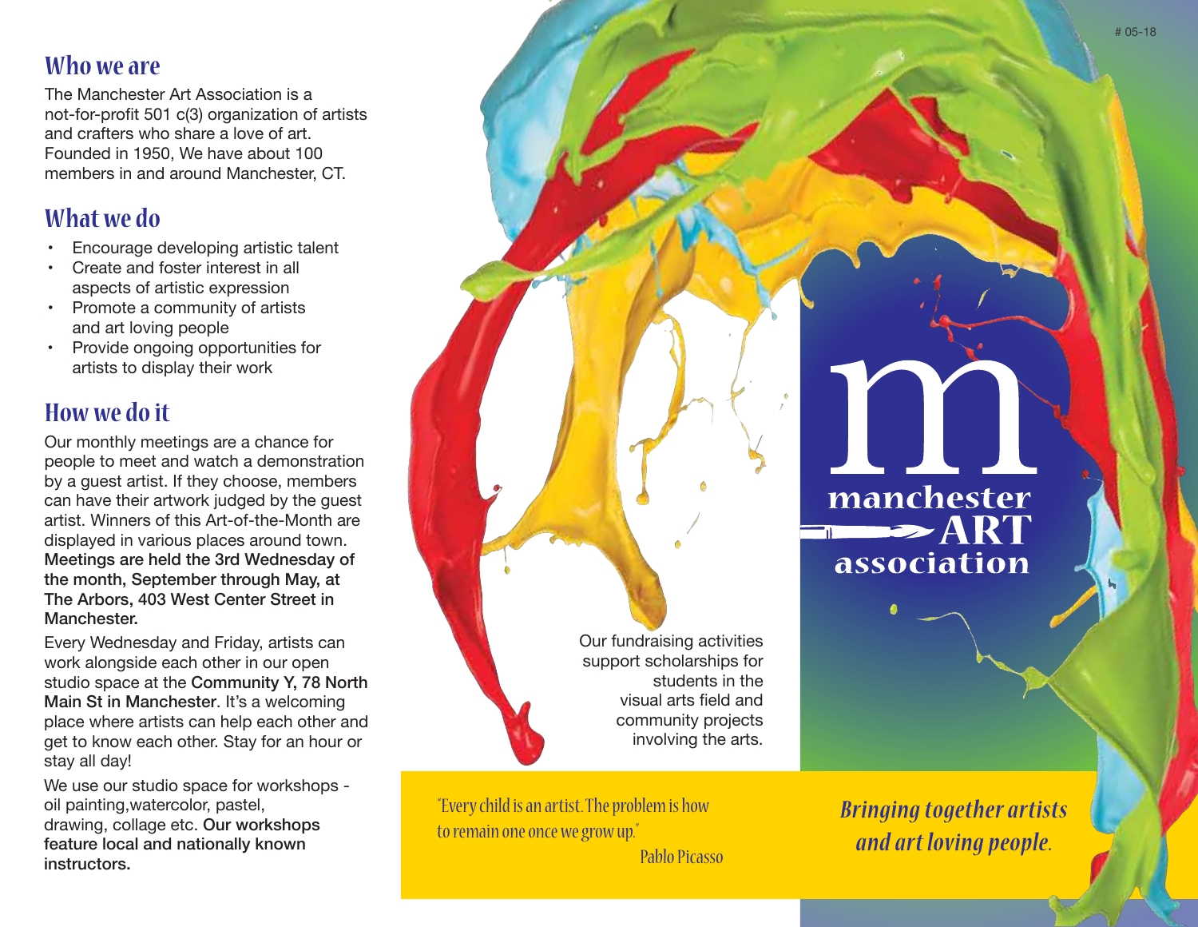# 05-18

## Who we are

The Manchester Art Association is a not-for-profit 501 c(3) organization of artists and crafters who share a love of art. Founded in 1950, We have about 100 members in and around Manchester, CT.

## What we do

- Encourage developing artistic talent
- Create and foster interest in all aspects of artistic expression
- Promote a community of artists and art loving people
- Provide ongoing opportunities for artists to display their work

## How we do it

Our monthly meetings are a chance for people to meet and watch a demonstration by a guest artist. If they choose, members can have their artwork judged by the guest artist. Winners of this Art-of-the-Month are displayed in various places around town. **Meetings are held the 3rd Wednesday of the month, September through May, at The Arbors, 403 West Center Street in Manchester.**

Every Wednesday and Friday, artists can work alongside each other in our open studio space at the **Community Y, 78 North Main St in Manchester**. It's a welcoming place where artists can help each other and get to know each other. Stay for an hour or stay all day!

We use our studio space for workshops - oil painting,watercolor, pastel, drawing, collage etc. **Our workshops feature local and nationally known instructors.**

Our fundraising activities support scholarships for students in the visual arts field and community projects involving the arts.

"Every child is an artist. The problem is how to remain one once we grow up."
Pablo Picasso

m
manchester
ART
association

*Bringing together artists and art loving people.*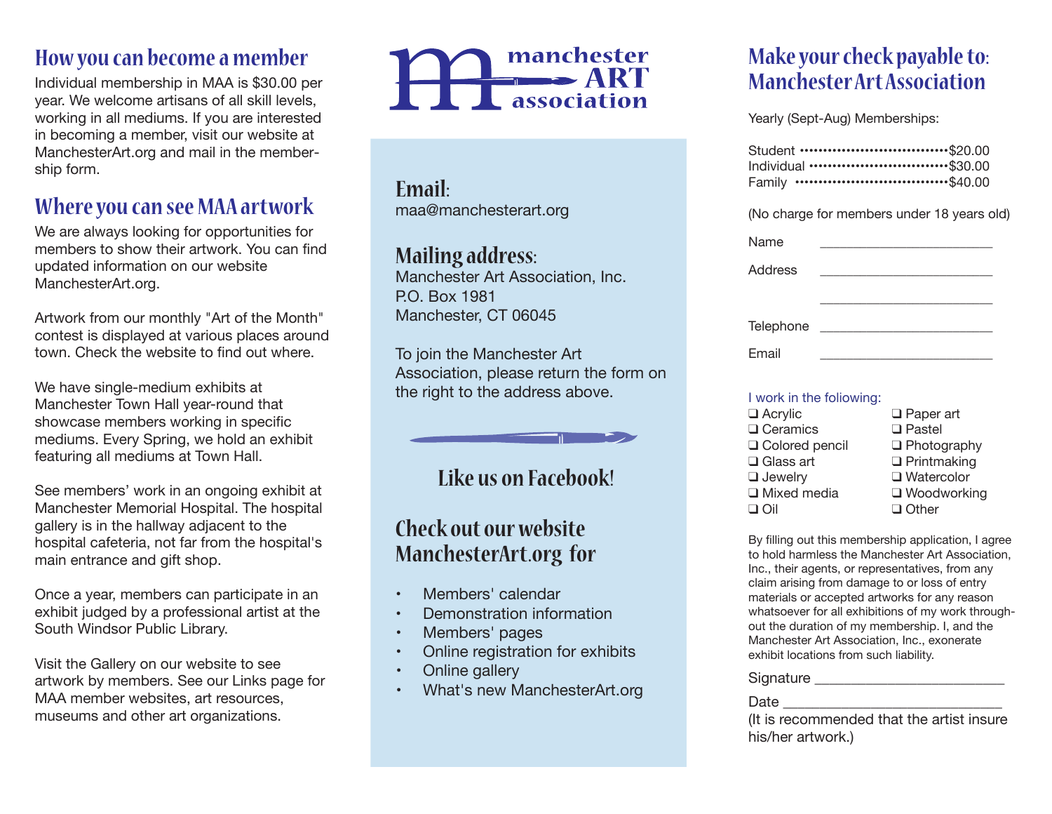## How you can become a member

Individual membership in MAA is $30.00 per year. We welcome artisans of all skill levels, working in all mediums. If you are interested in becoming a member, visit our website at ManchesterArt.org and mail in the membership form.

## Where you can see MAA artwork

We are always looking for opportunities for members to show their artwork. You can find updated information on our website ManchesterArt.org.

Artwork from our monthly "Art of the Month" contest is displayed at various places around town. Check the website to find out where.

We have single-medium exhibits at Manchester Town Hall year-round that showcase members working in specific mediums. Every Spring, we hold an exhibit featuring all mediums at Town Hall.

See members' work in an ongoing exhibit at Manchester Memorial Hospital. The hospital gallery is in the hallway adjacent to the hospital cafeteria, not far from the hospital's main entrance and gift shop.

Once a year, members can participate in an exhibit judged by a professional artist at the South Windsor Public Library.

Visit the Gallery on our website to see artwork by members. See our Links page for MAA member websites, art resources, museums and other art organizations.

manchester ART association

## Email:

maa@manchesterart.org

## Mailing address:

Manchester Art Association, Inc.
P.O. Box 1981
Manchester, CT 06045

To join the Manchester Art Association, please return the form on the right to the address above.

## Like us on Facebook!

## Check out our website ManchesterArt.org for

- Members' calendar
- Demonstration information
- Members' pages
- Online registration for exhibits
- Online gallery
- What's new ManchesterArt.org

## Make your check payable to: Manchester Art Association

Yearly (Sept-Aug) Memberships:

Student ································$20.00
Individual ······························$30.00
Family ··································$40.00

(No charge for members under 18 years old)

Name \_\_\_\_\_\_\_\_\_\_\_\_\_\_\_\_\_\_\_\_\_\_\_\_

Address \_\_\_\_\_\_\_\_\_\_\_\_\_\_\_\_\_\_\_\_\_\_\_\_

\_\_\_\_\_\_\_\_\_\_\_\_\_\_\_\_\_\_\_\_\_\_\_\_

Telephone \_\_\_\_\_\_\_\_\_\_\_\_\_\_\_\_\_\_\_\_\_\_\_\_

Email \_\_\_\_\_\_\_\_\_\_\_\_\_\_\_\_\_\_\_\_\_\_\_\_

I work in the folowing:

- ❑ Acrylic
- ❑ Ceramics
- ❑ Colored pencil
- ❑ Glass art
- ❑ Jewelry
- ❑ Mixed media
- ❑ Oil
- ❑ Paper art
- ❑ Pastel
- ❑ Photography
- ❑ Printmaking
- ❑ Watercolor
- ❑ Woodworking
- ❑ Other

By filling out this membership application, I agree to hold harmless the Manchester Art Association, Inc., their agents, or representatives, from any claim arising from damage to or loss of entry materials or accepted artworks for any reason whatsoever for all exhibitions of my work throughout the duration of my membership. I, and the Manchester Art Association, Inc., exonerate exhibit locations from such liability.

Signature \_\_\_\_\_\_\_\_\_\_\_\_\_\_\_\_\_\_\_\_\_\_\_\_

Date \_\_\_\_\_\_\_\_\_\_\_\_\_\_\_\_\_\_\_\_\_\_\_\_\_\_\_\_

(It is recommended that the artist insure his/her artwork.)